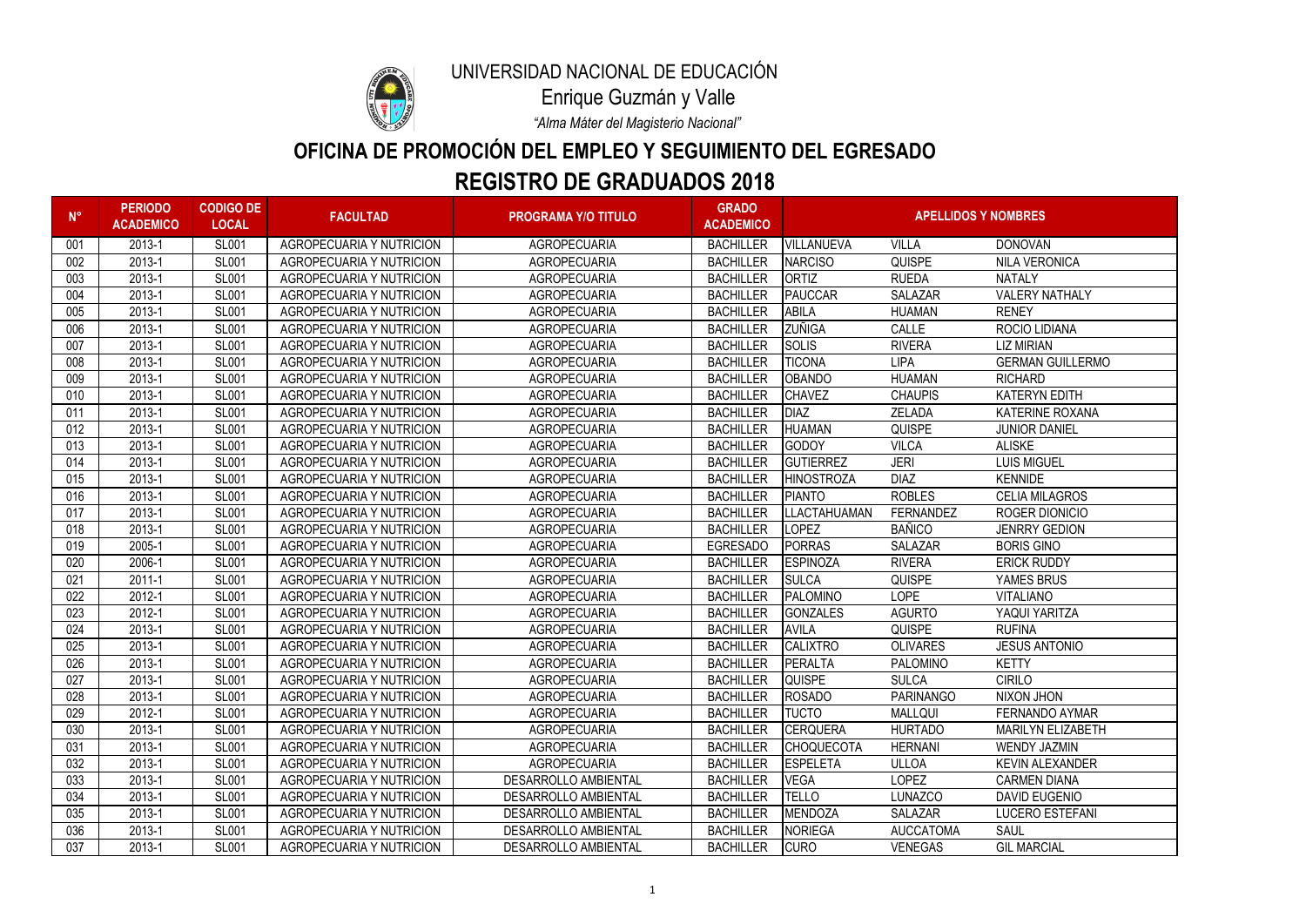UNIVERSIDAD NACIONAL DE EDUCACIÓN

Enrique Guzmán y Valle

*"Alma Máter del Magisterio Nacional"*

# OFICINA DE PROMOCIÓN DEL EMPLEO Y SEGUIMIENTO DEL EGRESADO

## REGISTRO DE GRADUADOS 2018

| N° | PERIODO ACADEMICO | CODIGO DE LOCAL | FACULTAD | PROGRAMA Y/O TITULO | GRADO ACADEMICO | APELLIDOS Y NOMBRES | | |
|---|---|---|---|---|---|---|---|---|
| 001 | 2013-1 | SL001 | AGROPECUARIA Y NUTRICION | AGROPECUARIA | BACHILLER | VILLANUEVA | VILLA | DONOVAN |
| 002 | 2013-1 | SL001 | AGROPECUARIA Y NUTRICION | AGROPECUARIA | BACHILLER | NARCISO | QUISPE | NILA VERONICA |
| 003 | 2013-1 | SL001 | AGROPECUARIA Y NUTRICION | AGROPECUARIA | BACHILLER | ORTIZ | RUEDA | NATALY |
| 004 | 2013-1 | SL001 | AGROPECUARIA Y NUTRICION | AGROPECUARIA | BACHILLER | PAUCCAR | SALAZAR | VALERY NATHALY |
| 005 | 2013-1 | SL001 | AGROPECUARIA Y NUTRICION | AGROPECUARIA | BACHILLER | ABILA | HUAMAN | RENEY |
| 006 | 2013-1 | SL001 | AGROPECUARIA Y NUTRICION | AGROPECUARIA | BACHILLER | ZUÑIGA | CALLE | ROCIO LIDIANA |
| 007 | 2013-1 | SL001 | AGROPECUARIA Y NUTRICION | AGROPECUARIA | BACHILLER | SOLIS | RIVERA | LIZ MIRIAN |
| 008 | 2013-1 | SL001 | AGROPECUARIA Y NUTRICION | AGROPECUARIA | BACHILLER | TICONA | LIPA | GERMAN GUILLERMO |
| 009 | 2013-1 | SL001 | AGROPECUARIA Y NUTRICION | AGROPECUARIA | BACHILLER | OBANDO | HUAMAN | RICHARD |
| 010 | 2013-1 | SL001 | AGROPECUARIA Y NUTRICION | AGROPECUARIA | BACHILLER | CHAVEZ | CHAUPIS | KATERYN EDITH |
| 011 | 2013-1 | SL001 | AGROPECUARIA Y NUTRICION | AGROPECUARIA | BACHILLER | DIAZ | ZELADA | KATERINE ROXANA |
| 012 | 2013-1 | SL001 | AGROPECUARIA Y NUTRICION | AGROPECUARIA | BACHILLER | HUAMAN | QUISPE | JUNIOR DANIEL |
| 013 | 2013-1 | SL001 | AGROPECUARIA Y NUTRICION | AGROPECUARIA | BACHILLER | GODOY | VILCA | ALISKE |
| 014 | 2013-1 | SL001 | AGROPECUARIA Y NUTRICION | AGROPECUARIA | BACHILLER | GUTIERREZ | JERI | LUIS MIGUEL |
| 015 | 2013-1 | SL001 | AGROPECUARIA Y NUTRICION | AGROPECUARIA | BACHILLER | HINOSTROZA | DIAZ | KENNIDE |
| 016 | 2013-1 | SL001 | AGROPECUARIA Y NUTRICION | AGROPECUARIA | BACHILLER | PIANTO | ROBLES | CELIA MILAGROS |
| 017 | 2013-1 | SL001 | AGROPECUARIA Y NUTRICION | AGROPECUARIA | BACHILLER | LLACTAHUAMAN | FERNANDEZ | ROGER DIONICIO |
| 018 | 2013-1 | SL001 | AGROPECUARIA Y NUTRICION | AGROPECUARIA | BACHILLER | LOPEZ | BAÑICO | JENRRY GEDION |
| 019 | 2005-1 | SL001 | AGROPECUARIA Y NUTRICION | AGROPECUARIA | EGRESADO | PORRAS | SALAZAR | BORIS GINO |
| 020 | 2006-1 | SL001 | AGROPECUARIA Y NUTRICION | AGROPECUARIA | BACHILLER | ESPINOZA | RIVERA | ERICK RUDDY |
| 021 | 2011-1 | SL001 | AGROPECUARIA Y NUTRICION | AGROPECUARIA | BACHILLER | SULCA | QUISPE | YAMES BRUS |
| 022 | 2012-1 | SL001 | AGROPECUARIA Y NUTRICION | AGROPECUARIA | BACHILLER | PALOMINO | LOPE | VITALIANO |
| 023 | 2012-1 | SL001 | AGROPECUARIA Y NUTRICION | AGROPECUARIA | BACHILLER | GONZALES | AGURTO | YAQUI YARITZA |
| 024 | 2013-1 | SL001 | AGROPECUARIA Y NUTRICION | AGROPECUARIA | BACHILLER | AVILA | QUISPE | RUFINA |
| 025 | 2013-1 | SL001 | AGROPECUARIA Y NUTRICION | AGROPECUARIA | BACHILLER | CALIXTRO | OLIVARES | JESUS ANTONIO |
| 026 | 2013-1 | SL001 | AGROPECUARIA Y NUTRICION | AGROPECUARIA | BACHILLER | PERALTA | PALOMINO | KETTY |
| 027 | 2013-1 | SL001 | AGROPECUARIA Y NUTRICION | AGROPECUARIA | BACHILLER | QUISPE | SULCA | CIRILO |
| 028 | 2013-1 | SL001 | AGROPECUARIA Y NUTRICION | AGROPECUARIA | BACHILLER | ROSADO | PARINANGO | NIXON JHON |
| 029 | 2012-1 | SL001 | AGROPECUARIA Y NUTRICION | AGROPECUARIA | BACHILLER | TUCTO | MALLQUI | FERNANDO AYMAR |
| 030 | 2013-1 | SL001 | AGROPECUARIA Y NUTRICION | AGROPECUARIA | BACHILLER | CERQUERA | HURTADO | MARILYN ELIZABETH |
| 031 | 2013-1 | SL001 | AGROPECUARIA Y NUTRICION | AGROPECUARIA | BACHILLER | CHOQUECOTA | HERNANI | WENDY JAZMIN |
| 032 | 2013-1 | SL001 | AGROPECUARIA Y NUTRICION | AGROPECUARIA | BACHILLER | ESPELETA | ULLOA | KEVIN ALEXANDER |
| 033 | 2013-1 | SL001 | AGROPECUARIA Y NUTRICION | DESARROLLO AMBIENTAL | BACHILLER | VEGA | LOPEZ | CARMEN DIANA |
| 034 | 2013-1 | SL001 | AGROPECUARIA Y NUTRICION | DESARROLLO AMBIENTAL | BACHILLER | TELLO | LUNAZCO | DAVID EUGENIO |
| 035 | 2013-1 | SL001 | AGROPECUARIA Y NUTRICION | DESARROLLO AMBIENTAL | BACHILLER | MENDOZA | SALAZAR | LUCERO ESTEFANI |
| 036 | 2013-1 | SL001 | AGROPECUARIA Y NUTRICION | DESARROLLO AMBIENTAL | BACHILLER | NORIEGA | AUCCATOMA | SAUL |
| 037 | 2013-1 | SL001 | AGROPECUARIA Y NUTRICION | DESARROLLO AMBIENTAL | BACHILLER | CURO | VENEGAS | GIL MARCIAL |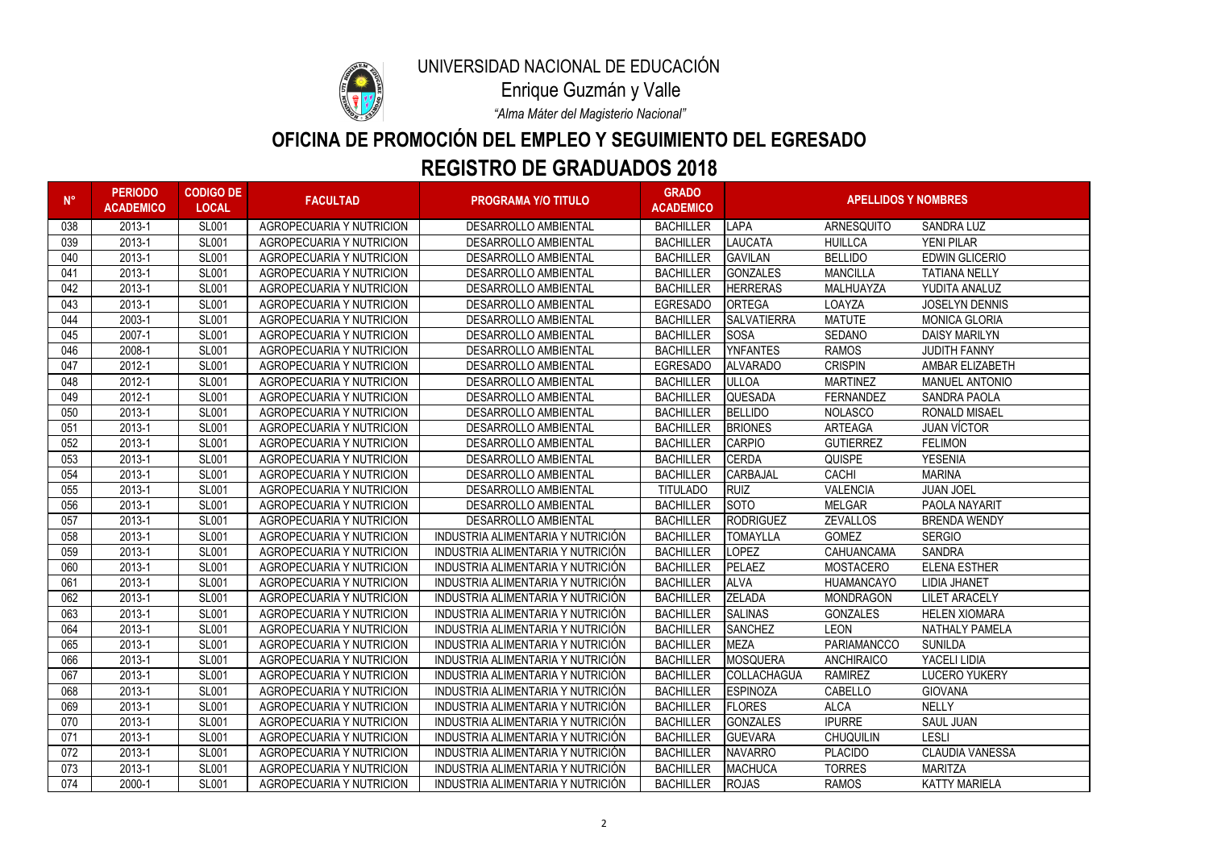# UNIVERSIDAD NACIONAL DE EDUCACIÓN

Enrique Guzmán y Valle

*"Alma Máter del Magisterio Nacional"*

## OFICINA DE PROMOCIÓN DEL EMPLEO Y SEGUIMIENTO DEL EGRESADO

## REGISTRO DE GRADUADOS 2018

| N° | PERIODO ACADEMICO | CODIGO DE LOCAL | FACULTAD | PROGRAMA Y/O TITULO | GRADO ACADEMICO | APELLIDOS Y NOMBRES | | |
|---|---|---|---|---|---|---|---|---|
| 038 | 2013-1 | SL001 | AGROPECUARIA Y NUTRICION | DESARROLLO AMBIENTAL | BACHILLER | LAPA | ARNESQUITO | SANDRA LUZ |
| 039 | 2013-1 | SL001 | AGROPECUARIA Y NUTRICION | DESARROLLO AMBIENTAL | BACHILLER | LAUCATA | HUILLCA | YENI PILAR |
| 040 | 2013-1 | SL001 | AGROPECUARIA Y NUTRICION | DESARROLLO AMBIENTAL | BACHILLER | GAVILAN | BELLIDO | EDWIN GLICERIO |
| 041 | 2013-1 | SL001 | AGROPECUARIA Y NUTRICION | DESARROLLO AMBIENTAL | BACHILLER | GONZALES | MANCILLA | TATIANA NELLY |
| 042 | 2013-1 | SL001 | AGROPECUARIA Y NUTRICION | DESARROLLO AMBIENTAL | BACHILLER | HERRERAS | MALHUAYZA | YUDITA ANALUZ |
| 043 | 2013-1 | SL001 | AGROPECUARIA Y NUTRICION | DESARROLLO AMBIENTAL | EGRESADO | ORTEGA | LOAYZA | JOSELYN DENNIS |
| 044 | 2003-1 | SL001 | AGROPECUARIA Y NUTRICION | DESARROLLO AMBIENTAL | BACHILLER | SALVATIERRA | MATUTE | MONICA GLORIA |
| 045 | 2007-1 | SL001 | AGROPECUARIA Y NUTRICION | DESARROLLO AMBIENTAL | BACHILLER | SOSA | SEDANO | DAISY MARILYN |
| 046 | 2008-1 | SL001 | AGROPECUARIA Y NUTRICION | DESARROLLO AMBIENTAL | BACHILLER | YNFANTES | RAMOS | JUDITH FANNY |
| 047 | 2012-1 | SL001 | AGROPECUARIA Y NUTRICION | DESARROLLO AMBIENTAL | EGRESADO | ALVARADO | CRISPIN | AMBAR ELIZABETH |
| 048 | 2012-1 | SL001 | AGROPECUARIA Y NUTRICION | DESARROLLO AMBIENTAL | BACHILLER | ULLOA | MARTINEZ | MANUEL ANTONIO |
| 049 | 2012-1 | SL001 | AGROPECUARIA Y NUTRICION | DESARROLLO AMBIENTAL | BACHILLER | QUESADA | FERNANDEZ | SANDRA PAOLA |
| 050 | 2013-1 | SL001 | AGROPECUARIA Y NUTRICION | DESARROLLO AMBIENTAL | BACHILLER | BELLIDO | NOLASCO | RONALD MISAEL |
| 051 | 2013-1 | SL001 | AGROPECUARIA Y NUTRICION | DESARROLLO AMBIENTAL | BACHILLER | BRIONES | ARTEAGA | JUAN VÍCTOR |
| 052 | 2013-1 | SL001 | AGROPECUARIA Y NUTRICION | DESARROLLO AMBIENTAL | BACHILLER | CARPIO | GUTIERREZ | FELIMON |
| 053 | 2013-1 | SL001 | AGROPECUARIA Y NUTRICION | DESARROLLO AMBIENTAL | BACHILLER | CERDA | QUISPE | YESENIA |
| 054 | 2013-1 | SL001 | AGROPECUARIA Y NUTRICION | DESARROLLO AMBIENTAL | BACHILLER | CARBAJAL | CACHI | MARINA |
| 055 | 2013-1 | SL001 | AGROPECUARIA Y NUTRICION | DESARROLLO AMBIENTAL | TITULADO | RUIZ | VALENCIA | JUAN JOEL |
| 056 | 2013-1 | SL001 | AGROPECUARIA Y NUTRICION | DESARROLLO AMBIENTAL | BACHILLER | SOTO | MELGAR | PAOLA NAYARIT |
| 057 | 2013-1 | SL001 | AGROPECUARIA Y NUTRICION | DESARROLLO AMBIENTAL | BACHILLER | RODRIGUEZ | ZEVALLOS | BRENDA WENDY |
| 058 | 2013-1 | SL001 | AGROPECUARIA Y NUTRICION | INDUSTRIA ALIMENTARIA Y NUTRICIÓN | BACHILLER | TOMAYLLA | GOMEZ | SERGIO |
| 059 | 2013-1 | SL001 | AGROPECUARIA Y NUTRICION | INDUSTRIA ALIMENTARIA Y NUTRICIÓN | BACHILLER | LOPEZ | CAHUANCAMA | SANDRA |
| 060 | 2013-1 | SL001 | AGROPECUARIA Y NUTRICION | INDUSTRIA ALIMENTARIA Y NUTRICIÓN | BACHILLER | PELAEZ | MOSTACERO | ELENA ESTHER |
| 061 | 2013-1 | SL001 | AGROPECUARIA Y NUTRICION | INDUSTRIA ALIMENTARIA Y NUTRICIÓN | BACHILLER | ALVA | HUAMANCAYO | LIDIA JHANET |
| 062 | 2013-1 | SL001 | AGROPECUARIA Y NUTRICION | INDUSTRIA ALIMENTARIA Y NUTRICIÓN | BACHILLER | ZELADA | MONDRAGON | LILET ARACELY |
| 063 | 2013-1 | SL001 | AGROPECUARIA Y NUTRICION | INDUSTRIA ALIMENTARIA Y NUTRICIÓN | BACHILLER | SALINAS | GONZALES | HELEN XIOMARA |
| 064 | 2013-1 | SL001 | AGROPECUARIA Y NUTRICION | INDUSTRIA ALIMENTARIA Y NUTRICIÓN | BACHILLER | SANCHEZ | LEON | NATHALY PAMELA |
| 065 | 2013-1 | SL001 | AGROPECUARIA Y NUTRICION | INDUSTRIA ALIMENTARIA Y NUTRICIÓN | BACHILLER | MEZA | PARIAMANCCO | SUNILDA |
| 066 | 2013-1 | SL001 | AGROPECUARIA Y NUTRICION | INDUSTRIA ALIMENTARIA Y NUTRICIÓN | BACHILLER | MOSQUERA | ANCHIRAICO | YACELI LIDIA |
| 067 | 2013-1 | SL001 | AGROPECUARIA Y NUTRICION | INDUSTRIA ALIMENTARIA Y NUTRICIÓN | BACHILLER | COLLACHAGUA | RAMIREZ | LUCERO YUKERY |
| 068 | 2013-1 | SL001 | AGROPECUARIA Y NUTRICION | INDUSTRIA ALIMENTARIA Y NUTRICIÓN | BACHILLER | ESPINOZA | CABELLO | GIOVANA |
| 069 | 2013-1 | SL001 | AGROPECUARIA Y NUTRICION | INDUSTRIA ALIMENTARIA Y NUTRICIÓN | BACHILLER | FLORES | ALCA | NELLY |
| 070 | 2013-1 | SL001 | AGROPECUARIA Y NUTRICION | INDUSTRIA ALIMENTARIA Y NUTRICIÓN | BACHILLER | GONZALES | IPURRE | SAUL JUAN |
| 071 | 2013-1 | SL001 | AGROPECUARIA Y NUTRICION | INDUSTRIA ALIMENTARIA Y NUTRICIÓN | BACHILLER | GUEVARA | CHUQUILIN | LESLI |
| 072 | 2013-1 | SL001 | AGROPECUARIA Y NUTRICION | INDUSTRIA ALIMENTARIA Y NUTRICIÓN | BACHILLER | NAVARRO | PLACIDO | CLAUDIA VANESSA |
| 073 | 2013-1 | SL001 | AGROPECUARIA Y NUTRICION | INDUSTRIA ALIMENTARIA Y NUTRICIÓN | BACHILLER | MACHUCA | TORRES | MARITZA |
| 074 | 2000-1 | SL001 | AGROPECUARIA Y NUTRICION | INDUSTRIA ALIMENTARIA Y NUTRICIÓN | BACHILLER | ROJAS | RAMOS | KATTY MARIELA |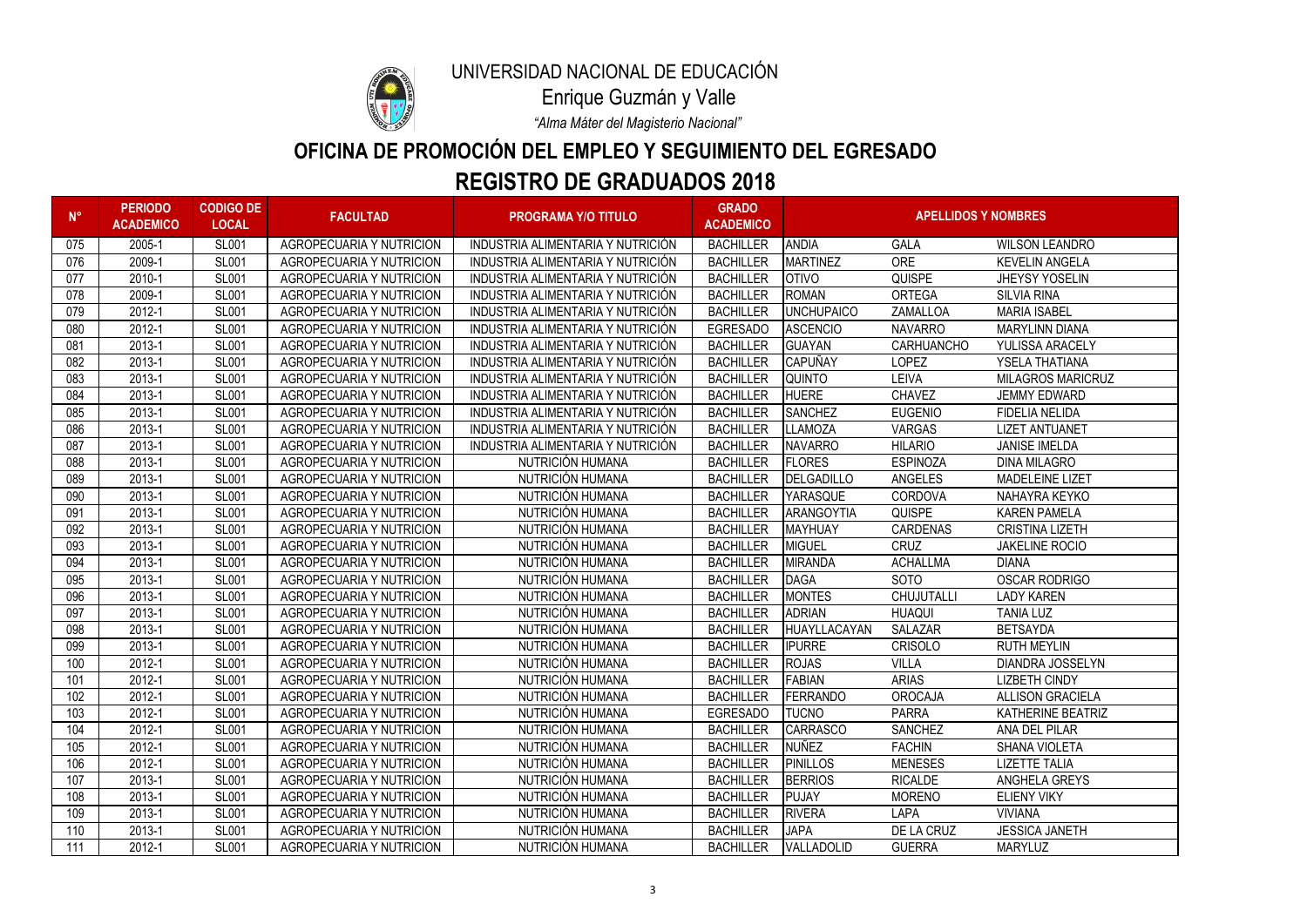UNIVERSIDAD NACIONAL DE EDUCACIÓN

Enrique Guzmán y Valle

*"Alma Máter del Magisterio Nacional"*

# OFICINA DE PROMOCIÓN DEL EMPLEO Y SEGUIMIENTO DEL EGRESADO

## REGISTRO DE GRADUADOS 2018

| N° | PERIODO ACADEMICO | CODIGO DE LOCAL | FACULTAD | PROGRAMA Y/O TITULO | GRADO ACADEMICO | APELLIDOS Y NOMBRES | | |
|---|---|---|---|---|---|---|---|---|
| 075 | 2005-1 | SL001 | AGROPECUARIA Y NUTRICION | INDUSTRIA ALIMENTARIA Y NUTRICIÓN | BACHILLER | ANDIA | GALA | WILSON LEANDRO |
| 076 | 2009-1 | SL001 | AGROPECUARIA Y NUTRICION | INDUSTRIA ALIMENTARIA Y NUTRICIÓN | BACHILLER | MARTINEZ | ORE | KEVELIN ANGELA |
| 077 | 2010-1 | SL001 | AGROPECUARIA Y NUTRICION | INDUSTRIA ALIMENTARIA Y NUTRICIÓN | BACHILLER | OTIVO | QUISPE | JHEYSY YOSELIN |
| 078 | 2009-1 | SL001 | AGROPECUARIA Y NUTRICION | INDUSTRIA ALIMENTARIA Y NUTRICIÓN | BACHILLER | ROMAN | ORTEGA | SILVIA RINA |
| 079 | 2012-1 | SL001 | AGROPECUARIA Y NUTRICION | INDUSTRIA ALIMENTARIA Y NUTRICIÓN | BACHILLER | UNCHUPAICO | ZAMALLOA | MARIA ISABEL |
| 080 | 2012-1 | SL001 | AGROPECUARIA Y NUTRICION | INDUSTRIA ALIMENTARIA Y NUTRICIÓN | EGRESADO | ASCENCIO | NAVARRO | MARYLINN DIANA |
| 081 | 2013-1 | SL001 | AGROPECUARIA Y NUTRICION | INDUSTRIA ALIMENTARIA Y NUTRICIÓN | BACHILLER | GUAYAN | CARHUANCHO | YULISSA ARACELY |
| 082 | 2013-1 | SL001 | AGROPECUARIA Y NUTRICION | INDUSTRIA ALIMENTARIA Y NUTRICIÓN | BACHILLER | CAPUÑAY | LOPEZ | YSELA THATIANA |
| 083 | 2013-1 | SL001 | AGROPECUARIA Y NUTRICION | INDUSTRIA ALIMENTARIA Y NUTRICIÓN | BACHILLER | QUINTO | LEIVA | MILAGROS MARICRUZ |
| 084 | 2013-1 | SL001 | AGROPECUARIA Y NUTRICION | INDUSTRIA ALIMENTARIA Y NUTRICIÓN | BACHILLER | HUERE | CHAVEZ | JEMMY EDWARD |
| 085 | 2013-1 | SL001 | AGROPECUARIA Y NUTRICION | INDUSTRIA ALIMENTARIA Y NUTRICIÓN | BACHILLER | SANCHEZ | EUGENIO | FIDELIA NELIDA |
| 086 | 2013-1 | SL001 | AGROPECUARIA Y NUTRICION | INDUSTRIA ALIMENTARIA Y NUTRICIÓN | BACHILLER | LLAMOZA | VARGAS | LIZET ANTUANET |
| 087 | 2013-1 | SL001 | AGROPECUARIA Y NUTRICION | INDUSTRIA ALIMENTARIA Y NUTRICIÓN | BACHILLER | NAVARRO | HILARIO | JANISE IMELDA |
| 088 | 2013-1 | SL001 | AGROPECUARIA Y NUTRICION | NUTRICIÓN HUMANA | BACHILLER | FLORES | ESPINOZA | DINA MILAGRO |
| 089 | 2013-1 | SL001 | AGROPECUARIA Y NUTRICION | NUTRICIÓN HUMANA | BACHILLER | DELGADILLO | ANGELES | MADELEINE LIZET |
| 090 | 2013-1 | SL001 | AGROPECUARIA Y NUTRICION | NUTRICIÓN HUMANA | BACHILLER | YARASQUE | CORDOVA | NAHAYRA KEYKO |
| 091 | 2013-1 | SL001 | AGROPECUARIA Y NUTRICION | NUTRICIÓN HUMANA | BACHILLER | ARANGOYTIA | QUISPE | KAREN PAMELA |
| 092 | 2013-1 | SL001 | AGROPECUARIA Y NUTRICION | NUTRICIÓN HUMANA | BACHILLER | MAYHUAY | CARDENAS | CRISTINA LIZETH |
| 093 | 2013-1 | SL001 | AGROPECUARIA Y NUTRICION | NUTRICIÓN HUMANA | BACHILLER | MIGUEL | CRUZ | JAKELINE ROCIO |
| 094 | 2013-1 | SL001 | AGROPECUARIA Y NUTRICION | NUTRICIÓN HUMANA | BACHILLER | MIRANDA | ACHALLMA | DIANA |
| 095 | 2013-1 | SL001 | AGROPECUARIA Y NUTRICION | NUTRICIÓN HUMANA | BACHILLER | DAGA | SOTO | OSCAR RODRIGO |
| 096 | 2013-1 | SL001 | AGROPECUARIA Y NUTRICION | NUTRICIÓN HUMANA | BACHILLER | MONTES | CHUJUTALLI | LADY KAREN |
| 097 | 2013-1 | SL001 | AGROPECUARIA Y NUTRICION | NUTRICIÓN HUMANA | BACHILLER | ADRIAN | HUAQUI | TANIA LUZ |
| 098 | 2013-1 | SL001 | AGROPECUARIA Y NUTRICION | NUTRICIÓN HUMANA | BACHILLER | HUAYLLACAYAN | SALAZAR | BETSAYDA |
| 099 | 2013-1 | SL001 | AGROPECUARIA Y NUTRICION | NUTRICIÓN HUMANA | BACHILLER | IPURRE | CRISOLO | RUTH MEYLIN |
| 100 | 2012-1 | SL001 | AGROPECUARIA Y NUTRICION | NUTRICIÓN HUMANA | BACHILLER | ROJAS | VILLA | DIANDRA JOSSELYN |
| 101 | 2012-1 | SL001 | AGROPECUARIA Y NUTRICION | NUTRICIÓN HUMANA | BACHILLER | FABIAN | ARIAS | LIZBETH CINDY |
| 102 | 2012-1 | SL001 | AGROPECUARIA Y NUTRICION | NUTRICIÓN HUMANA | BACHILLER | FERRANDO | OROCAJA | ALLISON GRACIELA |
| 103 | 2012-1 | SL001 | AGROPECUARIA Y NUTRICION | NUTRICIÓN HUMANA | EGRESADO | TUCNO | PARRA | KATHERINE BEATRIZ |
| 104 | 2012-1 | SL001 | AGROPECUARIA Y NUTRICION | NUTRICIÓN HUMANA | BACHILLER | CARRASCO | SANCHEZ | ANA DEL PILAR |
| 105 | 2012-1 | SL001 | AGROPECUARIA Y NUTRICION | NUTRICIÓN HUMANA | BACHILLER | NUÑEZ | FACHIN | SHANA VIOLETA |
| 106 | 2012-1 | SL001 | AGROPECUARIA Y NUTRICION | NUTRICIÓN HUMANA | BACHILLER | PINILLOS | MENESES | LIZETTE TALIA |
| 107 | 2013-1 | SL001 | AGROPECUARIA Y NUTRICION | NUTRICIÓN HUMANA | BACHILLER | BERRIOS | RICALDE | ANGHELA GREYS |
| 108 | 2013-1 | SL001 | AGROPECUARIA Y NUTRICION | NUTRICIÓN HUMANA | BACHILLER | PUJAY | MORENO | ELIENY VIKY |
| 109 | 2013-1 | SL001 | AGROPECUARIA Y NUTRICION | NUTRICIÓN HUMANA | BACHILLER | RIVERA | LAPA | VIVIANA |
| 110 | 2013-1 | SL001 | AGROPECUARIA Y NUTRICION | NUTRICIÓN HUMANA | BACHILLER | JAPA | DE LA CRUZ | JESSICA JANETH |
| 111 | 2012-1 | SL001 | AGROPECUARIA Y NUTRICION | NUTRICIÓN HUMANA | BACHILLER | VALLADOLID | GUERRA | MARYLUZ |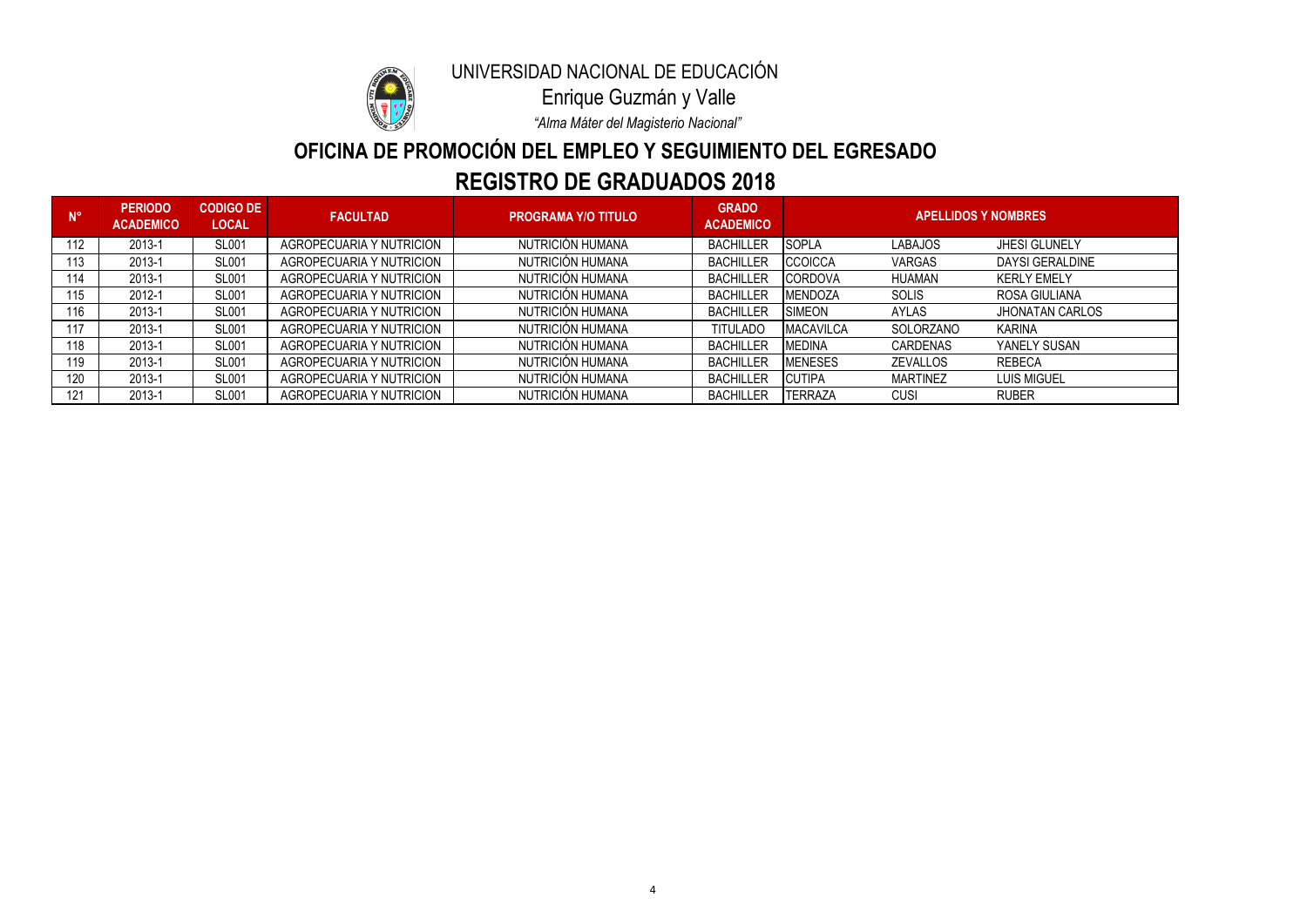UNIVERSIDAD NACIONAL DE EDUCACIÓN

Enrique Guzmán y Valle

*"Alma Máter del Magisterio Nacional"*

## OFICINA DE PROMOCIÓN DEL EMPLEO Y SEGUIMIENTO DEL EGRESADO

## REGISTRO DE GRADUADOS 2018

| N° | PERIODO ACADEMICO | CODIGO DE LOCAL | FACULTAD | PROGRAMA Y/O TITULO | GRADO ACADEMICO | APELLIDOS Y NOMBRES | | |
|---|---|---|---|---|---|---|---|---|
| 112 | 2013-1 | SL001 | AGROPECUARIA Y NUTRICION | NUTRICIÓN HUMANA | BACHILLER | SOPLA | LABAJOS | JHESI GLUNELY |
| 113 | 2013-1 | SL001 | AGROPECUARIA Y NUTRICION | NUTRICIÓN HUMANA | BACHILLER | CCOICCA | VARGAS | DAYSI GERALDINE |
| 114 | 2013-1 | SL001 | AGROPECUARIA Y NUTRICION | NUTRICIÓN HUMANA | BACHILLER | CORDOVA | HUAMAN | KERLY EMELY |
| 115 | 2012-1 | SL001 | AGROPECUARIA Y NUTRICION | NUTRICIÓN HUMANA | BACHILLER | MENDOZA | SOLIS | ROSA GIULIANA |
| 116 | 2013-1 | SL001 | AGROPECUARIA Y NUTRICION | NUTRICIÓN HUMANA | BACHILLER | SIMEON | AYLAS | JHONATAN CARLOS |
| 117 | 2013-1 | SL001 | AGROPECUARIA Y NUTRICION | NUTRICIÓN HUMANA | TITULADO | MACAVILCA | SOLORZANO | KARINA |
| 118 | 2013-1 | SL001 | AGROPECUARIA Y NUTRICION | NUTRICIÓN HUMANA | BACHILLER | MEDINA | CARDENAS | YANELY SUSAN |
| 119 | 2013-1 | SL001 | AGROPECUARIA Y NUTRICION | NUTRICIÓN HUMANA | BACHILLER | MENESES | ZEVALLOS | REBECA |
| 120 | 2013-1 | SL001 | AGROPECUARIA Y NUTRICION | NUTRICIÓN HUMANA | BACHILLER | CUTIPA | MARTINEZ | LUIS MIGUEL |
| 121 | 2013-1 | SL001 | AGROPECUARIA Y NUTRICION | NUTRICIÓN HUMANA | BACHILLER | TERRAZA | CUSI | RUBER |